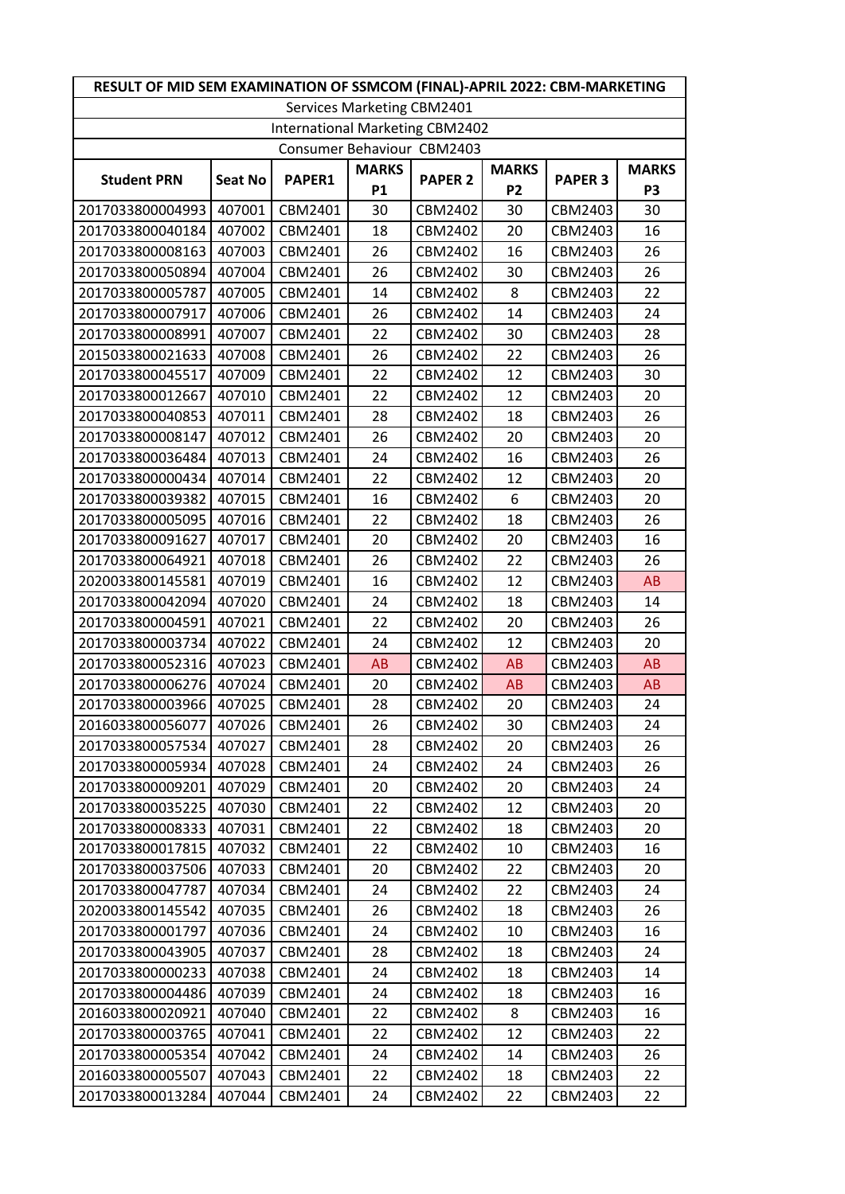| RESULT OF MID SEM EXAMINATION OF SSMCOM (FINAL)-APRIL 2022: CBM-MARKETING | | | | | | | |
|---|---|---|---|---|---|---|---|
| Services Marketing CBM2401 | | | | | | | |
| International Marketing CBM2402 | | | | | | | |
| Consumer Behaviour CBM2403 | | | | | | | |
| **Student PRN** | **Seat No** | **PAPER1** | **MARKS P1** | **PAPER 2** | **MARKS P2** | **PAPER 3** | **MARKS P3** |
| 2017033800004993 | 407001 | CBM2401 | 30 | CBM2402 | 30 | CBM2403 | 30 |
| 2017033800040184 | 407002 | CBM2401 | 18 | CBM2402 | 20 | CBM2403 | 16 |
| 2017033800008163 | 407003 | CBM2401 | 26 | CBM2402 | 16 | CBM2403 | 26 |
| 2017033800050894 | 407004 | CBM2401 | 26 | CBM2402 | 30 | CBM2403 | 26 |
| 2017033800005787 | 407005 | CBM2401 | 14 | CBM2402 | 8 | CBM2403 | 22 |
| 2017033800007917 | 407006 | CBM2401 | 26 | CBM2402 | 14 | CBM2403 | 24 |
| 2017033800008991 | 407007 | CBM2401 | 22 | CBM2402 | 30 | CBM2403 | 28 |
| 2015033800021633 | 407008 | CBM2401 | 26 | CBM2402 | 22 | CBM2403 | 26 |
| 2017033800045517 | 407009 | CBM2401 | 22 | CBM2402 | 12 | CBM2403 | 30 |
| 2017033800012667 | 407010 | CBM2401 | 22 | CBM2402 | 12 | CBM2403 | 20 |
| 2017033800040853 | 407011 | CBM2401 | 28 | CBM2402 | 18 | CBM2403 | 26 |
| 2017033800008147 | 407012 | CBM2401 | 26 | CBM2402 | 20 | CBM2403 | 20 |
| 2017033800036484 | 407013 | CBM2401 | 24 | CBM2402 | 16 | CBM2403 | 26 |
| 2017033800000434 | 407014 | CBM2401 | 22 | CBM2402 | 12 | CBM2403 | 20 |
| 2017033800039382 | 407015 | CBM2401 | 16 | CBM2402 | 6 | CBM2403 | 20 |
| 2017033800005095 | 407016 | CBM2401 | 22 | CBM2402 | 18 | CBM2403 | 26 |
| 2017033800091627 | 407017 | CBM2401 | 20 | CBM2402 | 20 | CBM2403 | 16 |
| 2017033800064921 | 407018 | CBM2401 | 26 | CBM2402 | 22 | CBM2403 | 26 |
| 2020033800145581 | 407019 | CBM2401 | 16 | CBM2402 | 12 | CBM2403 | AB |
| 2017033800042094 | 407020 | CBM2401 | 24 | CBM2402 | 18 | CBM2403 | 14 |
| 2017033800004591 | 407021 | CBM2401 | 22 | CBM2402 | 20 | CBM2403 | 26 |
| 2017033800003734 | 407022 | CBM2401 | 24 | CBM2402 | 12 | CBM2403 | 20 |
| 2017033800052316 | 407023 | CBM2401 | AB | CBM2402 | AB | CBM2403 | AB |
| 2017033800006276 | 407024 | CBM2401 | 20 | CBM2402 | AB | CBM2403 | AB |
| 2017033800003966 | 407025 | CBM2401 | 28 | CBM2402 | 20 | CBM2403 | 24 |
| 2016033800056077 | 407026 | CBM2401 | 26 | CBM2402 | 30 | CBM2403 | 24 |
| 2017033800057534 | 407027 | CBM2401 | 28 | CBM2402 | 20 | CBM2403 | 26 |
| 2017033800005934 | 407028 | CBM2401 | 24 | CBM2402 | 24 | CBM2403 | 26 |
| 2017033800009201 | 407029 | CBM2401 | 20 | CBM2402 | 20 | CBM2403 | 24 |
| 2017033800035225 | 407030 | CBM2401 | 22 | CBM2402 | 12 | CBM2403 | 20 |
| 2017033800008333 | 407031 | CBM2401 | 22 | CBM2402 | 18 | CBM2403 | 20 |
| 2017033800017815 | 407032 | CBM2401 | 22 | CBM2402 | 10 | CBM2403 | 16 |
| 2017033800037506 | 407033 | CBM2401 | 20 | CBM2402 | 22 | CBM2403 | 20 |
| 2017033800047787 | 407034 | CBM2401 | 24 | CBM2402 | 22 | CBM2403 | 24 |
| 2020033800145542 | 407035 | CBM2401 | 26 | CBM2402 | 18 | CBM2403 | 26 |
| 2017033800001797 | 407036 | CBM2401 | 24 | CBM2402 | 10 | CBM2403 | 16 |
| 2017033800043905 | 407037 | CBM2401 | 28 | CBM2402 | 18 | CBM2403 | 24 |
| 2017033800000233 | 407038 | CBM2401 | 24 | CBM2402 | 18 | CBM2403 | 14 |
| 2017033800004486 | 407039 | CBM2401 | 24 | CBM2402 | 18 | CBM2403 | 16 |
| 2016033800020921 | 407040 | CBM2401 | 22 | CBM2402 | 8 | CBM2403 | 16 |
| 2017033800003765 | 407041 | CBM2401 | 22 | CBM2402 | 12 | CBM2403 | 22 |
| 2017033800005354 | 407042 | CBM2401 | 24 | CBM2402 | 14 | CBM2403 | 26 |
| 2016033800005507 | 407043 | CBM2401 | 22 | CBM2402 | 18 | CBM2403 | 22 |
| 2017033800013284 | 407044 | CBM2401 | 24 | CBM2402 | 22 | CBM2403 | 22 |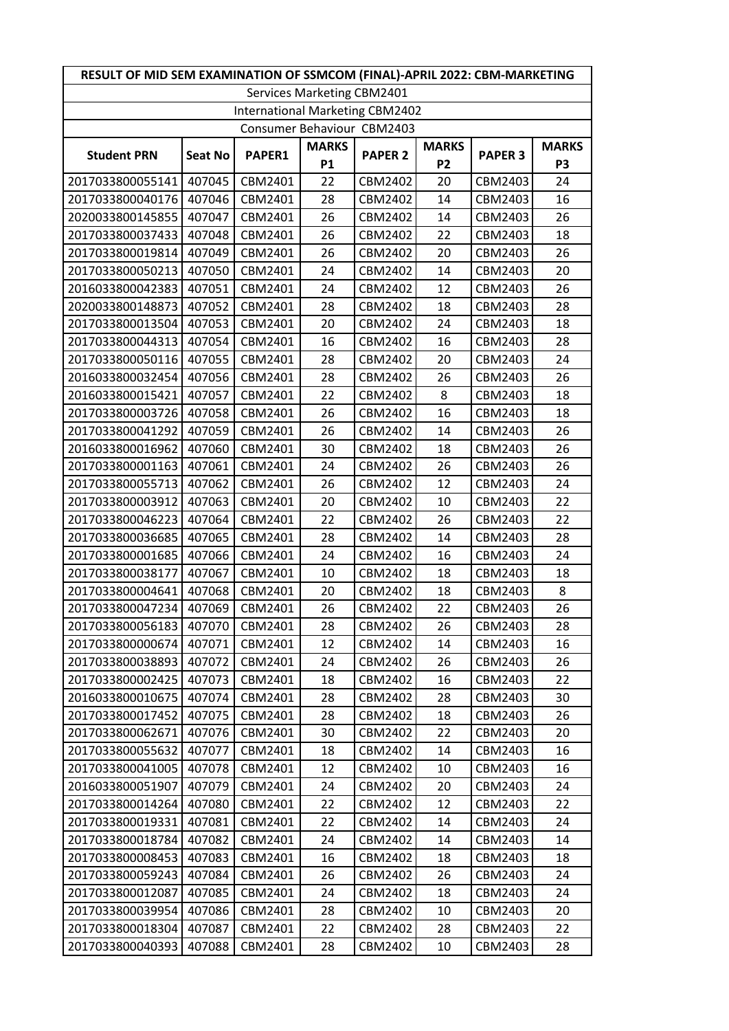| RESULT OF MID SEM EXAMINATION OF SSMCOM (FINAL)-APRIL 2022: CBM-MARKETING | | | | | | | |
|---|---|---|---|---|---|---|---|
| Services Marketing CBM2401 | | | | | | | |
| International Marketing CBM2402 | | | | | | | |
| Consumer Behaviour CBM2403 | | | | | | | |
| **Student PRN** | **Seat No** | **PAPER1** | **MARKS P1** | **PAPER 2** | **MARKS P2** | **PAPER 3** | **MARKS P3** |
| 2017033800055141 | 407045 | CBM2401 | 22 | CBM2402 | 20 | CBM2403 | 24 |
| 2017033800040176 | 407046 | CBM2401 | 28 | CBM2402 | 14 | CBM2403 | 16 |
| 2020033800145855 | 407047 | CBM2401 | 26 | CBM2402 | 14 | CBM2403 | 26 |
| 2017033800037433 | 407048 | CBM2401 | 26 | CBM2402 | 22 | CBM2403 | 18 |
| 2017033800019814 | 407049 | CBM2401 | 26 | CBM2402 | 20 | CBM2403 | 26 |
| 2017033800050213 | 407050 | CBM2401 | 24 | CBM2402 | 14 | CBM2403 | 20 |
| 2016033800042383 | 407051 | CBM2401 | 24 | CBM2402 | 12 | CBM2403 | 26 |
| 2020033800148873 | 407052 | CBM2401 | 28 | CBM2402 | 18 | CBM2403 | 28 |
| 2017033800013504 | 407053 | CBM2401 | 20 | CBM2402 | 24 | CBM2403 | 18 |
| 2017033800044313 | 407054 | CBM2401 | 16 | CBM2402 | 16 | CBM2403 | 28 |
| 2017033800050116 | 407055 | CBM2401 | 28 | CBM2402 | 20 | CBM2403 | 24 |
| 2016033800032454 | 407056 | CBM2401 | 28 | CBM2402 | 26 | CBM2403 | 26 |
| 2016033800015421 | 407057 | CBM2401 | 22 | CBM2402 | 8 | CBM2403 | 18 |
| 2017033800003726 | 407058 | CBM2401 | 26 | CBM2402 | 16 | CBM2403 | 18 |
| 2017033800041292 | 407059 | CBM2401 | 26 | CBM2402 | 14 | CBM2403 | 26 |
| 2016033800016962 | 407060 | CBM2401 | 30 | CBM2402 | 18 | CBM2403 | 26 |
| 2017033800001163 | 407061 | CBM2401 | 24 | CBM2402 | 26 | CBM2403 | 26 |
| 2017033800055713 | 407062 | CBM2401 | 26 | CBM2402 | 12 | CBM2403 | 24 |
| 2017033800003912 | 407063 | CBM2401 | 20 | CBM2402 | 10 | CBM2403 | 22 |
| 2017033800046223 | 407064 | CBM2401 | 22 | CBM2402 | 26 | CBM2403 | 22 |
| 2017033800036685 | 407065 | CBM2401 | 28 | CBM2402 | 14 | CBM2403 | 28 |
| 2017033800001685 | 407066 | CBM2401 | 24 | CBM2402 | 16 | CBM2403 | 24 |
| 2017033800038177 | 407067 | CBM2401 | 10 | CBM2402 | 18 | CBM2403 | 18 |
| 2017033800004641 | 407068 | CBM2401 | 20 | CBM2402 | 18 | CBM2403 | 8 |
| 2017033800047234 | 407069 | CBM2401 | 26 | CBM2402 | 22 | CBM2403 | 26 |
| 2017033800056183 | 407070 | CBM2401 | 28 | CBM2402 | 26 | CBM2403 | 28 |
| 2017033800000674 | 407071 | CBM2401 | 12 | CBM2402 | 14 | CBM2403 | 16 |
| 2017033800038893 | 407072 | CBM2401 | 24 | CBM2402 | 26 | CBM2403 | 26 |
| 2017033800002425 | 407073 | CBM2401 | 18 | CBM2402 | 16 | CBM2403 | 22 |
| 2016033800010675 | 407074 | CBM2401 | 28 | CBM2402 | 28 | CBM2403 | 30 |
| 2017033800017452 | 407075 | CBM2401 | 28 | CBM2402 | 18 | CBM2403 | 26 |
| 2017033800062671 | 407076 | CBM2401 | 30 | CBM2402 | 22 | CBM2403 | 20 |
| 2017033800055632 | 407077 | CBM2401 | 18 | CBM2402 | 14 | CBM2403 | 16 |
| 2017033800041005 | 407078 | CBM2401 | 12 | CBM2402 | 10 | CBM2403 | 16 |
| 2016033800051907 | 407079 | CBM2401 | 24 | CBM2402 | 20 | CBM2403 | 24 |
| 2017033800014264 | 407080 | CBM2401 | 22 | CBM2402 | 12 | CBM2403 | 22 |
| 2017033800019331 | 407081 | CBM2401 | 22 | CBM2402 | 14 | CBM2403 | 24 |
| 2017033800018784 | 407082 | CBM2401 | 24 | CBM2402 | 14 | CBM2403 | 14 |
| 2017033800008453 | 407083 | CBM2401 | 16 | CBM2402 | 18 | CBM2403 | 18 |
| 2017033800059243 | 407084 | CBM2401 | 26 | CBM2402 | 26 | CBM2403 | 24 |
| 2017033800012087 | 407085 | CBM2401 | 24 | CBM2402 | 18 | CBM2403 | 24 |
| 2017033800039954 | 407086 | CBM2401 | 28 | CBM2402 | 10 | CBM2403 | 20 |
| 2017033800018304 | 407087 | CBM2401 | 22 | CBM2402 | 28 | CBM2403 | 22 |
| 2017033800040393 | 407088 | CBM2401 | 28 | CBM2402 | 10 | CBM2403 | 28 |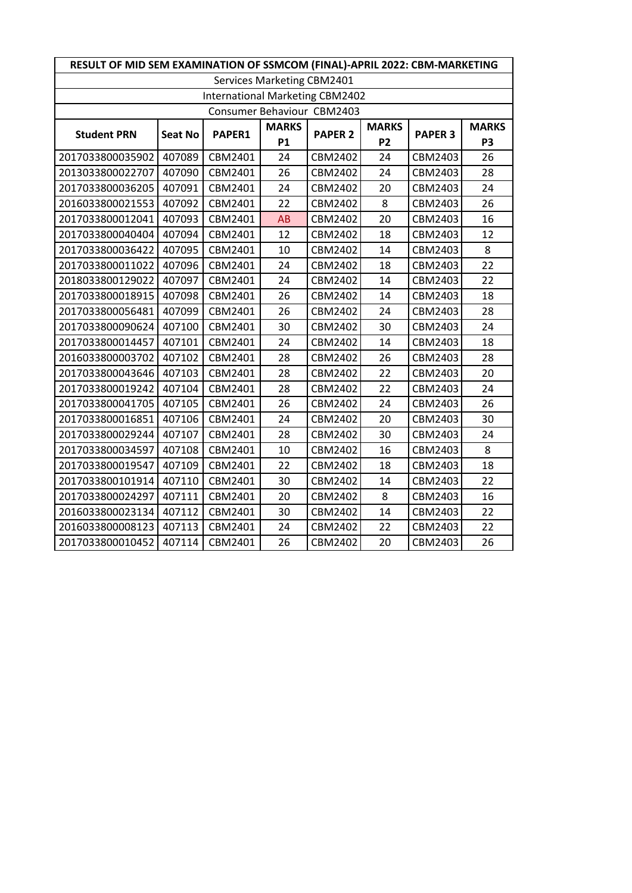| RESULT OF MID SEM EXAMINATION OF SSMCOM (FINAL)-APRIL 2022: CBM-MARKETING | | | | | | | |
|---|---|---|---|---|---|---|---|
| Services Marketing CBM2401 | | | | | | | |
| International Marketing CBM2402 | | | | | | | |
| Consumer Behaviour CBM2403 | | | | | | | |
| **Student PRN** | **Seat No** | **PAPER1** | **MARKS P1** | **PAPER 2** | **MARKS P2** | **PAPER 3** | **MARKS P3** |
| 2017033800035902 | 407089 | CBM2401 | 24 | CBM2402 | 24 | CBM2403 | 26 |
| 2013033800022707 | 407090 | CBM2401 | 26 | CBM2402 | 24 | CBM2403 | 28 |
| 2017033800036205 | 407091 | CBM2401 | 24 | CBM2402 | 20 | CBM2403 | 24 |
| 2016033800021553 | 407092 | CBM2401 | 22 | CBM2402 | 8 | CBM2403 | 26 |
| 2017033800012041 | 407093 | CBM2401 | AB | CBM2402 | 20 | CBM2403 | 16 |
| 2017033800040404 | 407094 | CBM2401 | 12 | CBM2402 | 18 | CBM2403 | 12 |
| 2017033800036422 | 407095 | CBM2401 | 10 | CBM2402 | 14 | CBM2403 | 8 |
| 2017033800011022 | 407096 | CBM2401 | 24 | CBM2402 | 18 | CBM2403 | 22 |
| 2018033800129022 | 407097 | CBM2401 | 24 | CBM2402 | 14 | CBM2403 | 22 |
| 2017033800018915 | 407098 | CBM2401 | 26 | CBM2402 | 14 | CBM2403 | 18 |
| 2017033800056481 | 407099 | CBM2401 | 26 | CBM2402 | 24 | CBM2403 | 28 |
| 2017033800090624 | 407100 | CBM2401 | 30 | CBM2402 | 30 | CBM2403 | 24 |
| 2017033800014457 | 407101 | CBM2401 | 24 | CBM2402 | 14 | CBM2403 | 18 |
| 2016033800003702 | 407102 | CBM2401 | 28 | CBM2402 | 26 | CBM2403 | 28 |
| 2017033800043646 | 407103 | CBM2401 | 28 | CBM2402 | 22 | CBM2403 | 20 |
| 2017033800019242 | 407104 | CBM2401 | 28 | CBM2402 | 22 | CBM2403 | 24 |
| 2017033800041705 | 407105 | CBM2401 | 26 | CBM2402 | 24 | CBM2403 | 26 |
| 2017033800016851 | 407106 | CBM2401 | 24 | CBM2402 | 20 | CBM2403 | 30 |
| 2017033800029244 | 407107 | CBM2401 | 28 | CBM2402 | 30 | CBM2403 | 24 |
| 2017033800034597 | 407108 | CBM2401 | 10 | CBM2402 | 16 | CBM2403 | 8 |
| 2017033800019547 | 407109 | CBM2401 | 22 | CBM2402 | 18 | CBM2403 | 18 |
| 2017033800101914 | 407110 | CBM2401 | 30 | CBM2402 | 14 | CBM2403 | 22 |
| 2017033800024297 | 407111 | CBM2401 | 20 | CBM2402 | 8 | CBM2403 | 16 |
| 2016033800023134 | 407112 | CBM2401 | 30 | CBM2402 | 14 | CBM2403 | 22 |
| 2016033800008123 | 407113 | CBM2401 | 24 | CBM2402 | 22 | CBM2403 | 22 |
| 2017033800010452 | 407114 | CBM2401 | 26 | CBM2402 | 20 | CBM2403 | 26 |